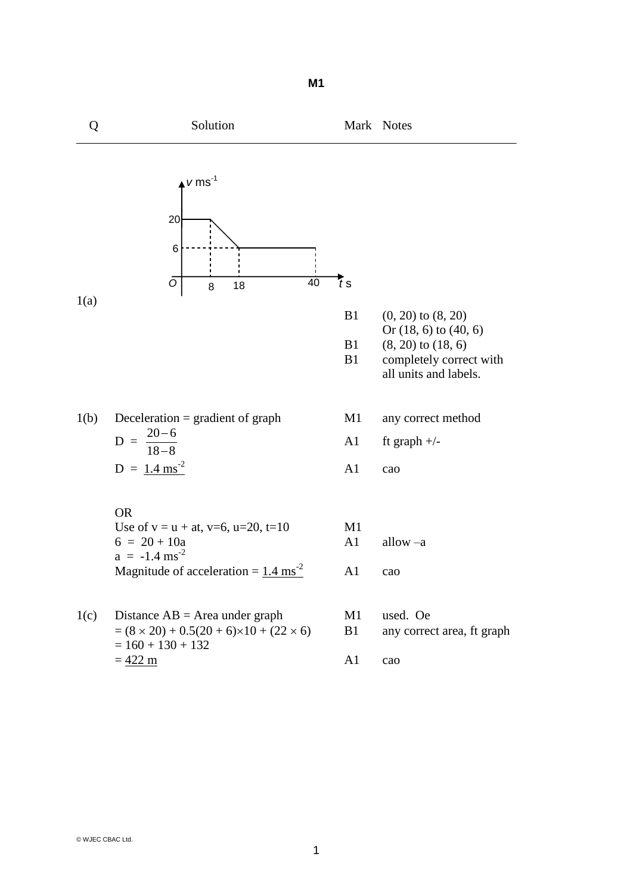# M1

| Q | Solution | Mark | Notes |
|---|---|---|---|
| 1(a) | | B1 | (0, 20) to (8, 20) Or (18, 6) to (40, 6) |
| | | B1 | (8, 20) to (18, 6) |
| | | B1 | completely correct with all units and labels. |
| 1(b) | Deceleration = gradient of graph | M1 | any correct method |
| | $D = \frac{20-6}{18-8}$ | A1 | ft graph +/- |
| | $D = \underline{1.4 \text{ ms}^{-2}}$ | A1 | cao |
| | OR | | |
| | Use of $v = u + at$, $v=6$, $u=20$, $t=10$ | M1 | |
| | $6 = 20 + 10a$ | A1 | allow –a |
| | $a = -1.4 \text{ ms}^{-2}$ | | |
| | Magnitude of acceleration = $\underline{1.4 \text{ ms}^{-2}}$ | A1 | cao |
| 1(c) | Distance AB = Area under graph | M1 | used. Oe |
| | $= (8 \times 20) + 0.5(20 + 6)\times 10 + (22 \times 6)$ | B1 | any correct area, ft graph |
| | $= 160 + 130 + 132$ | | |
| | $= \underline{422 \text{ m}}$ | A1 | cao |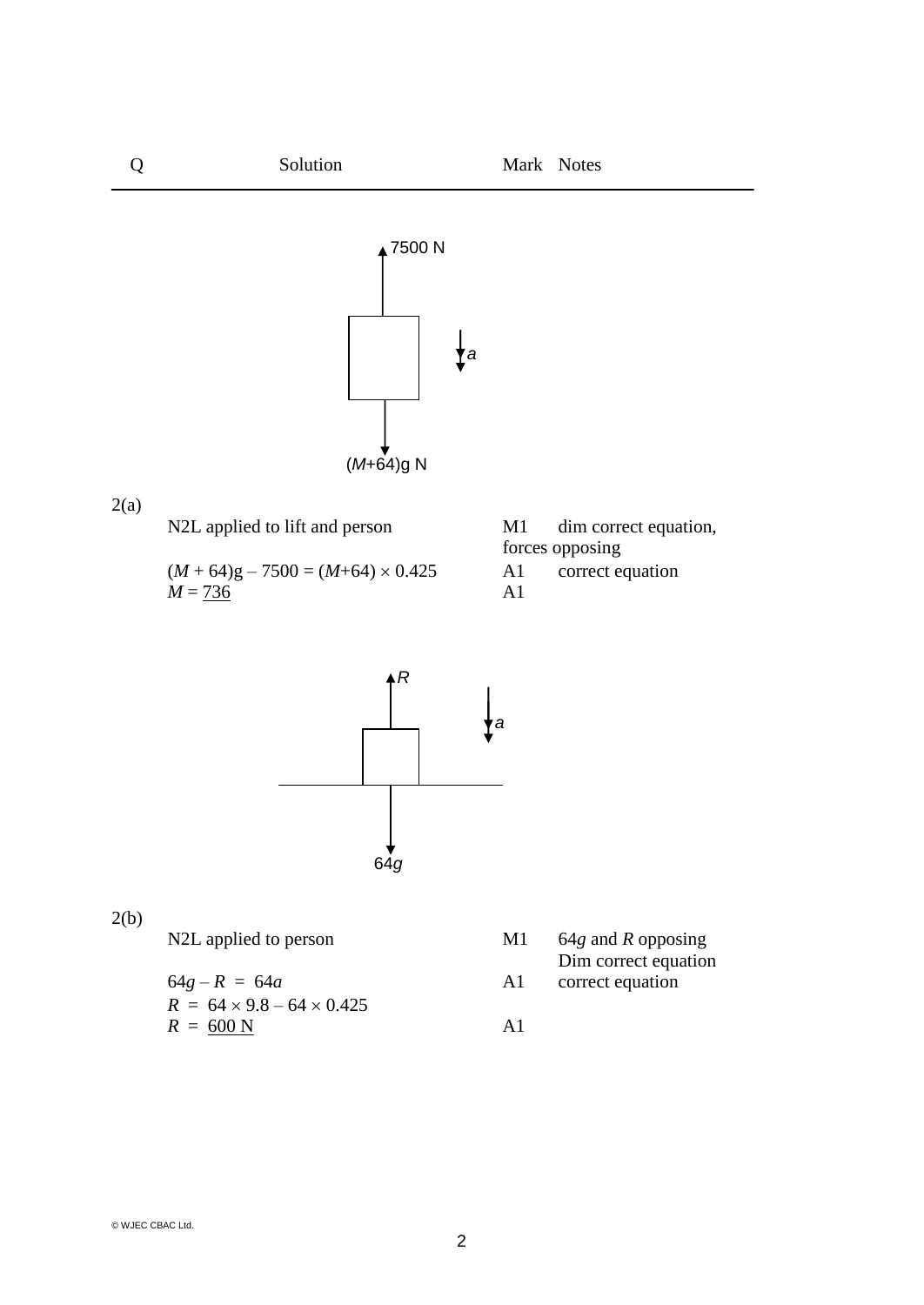| Q | Solution | Mark | Notes |
|---|---|---|---|
| 2(a) | N2L applied to lift and person | M1 | dim correct equation, forces opposing |
| | $(M + 64)g - 7500 = (M+64) \times 0.425$ | A1 | correct equation |
| | $M = \underline{736}$ | A1 | |
| 2(b) | N2L applied to person | M1 | $64g$ and $R$ opposing Dim correct equation |
| | $64g - R = 64a$ | A1 | correct equation |
| | $R = 64 \times 9.8 - 64 \times 0.425$ | | |
| | $R = \underline{600 \text{ N}}$ | A1 | |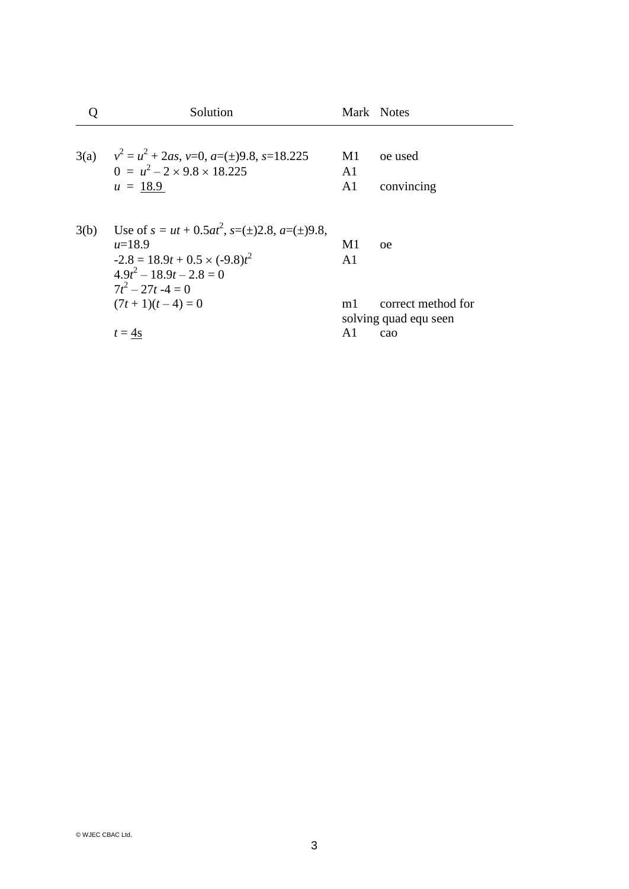| Q | Solution | Mark | Notes |
| --- | --- | --- | --- |
| 3(a) | $v^2 = u^2 + 2as$, $v$=0, $a$=(±)9.8, $s$=18.225 | M1 | oe used |
| | $0 = u^2 - 2 \times 9.8 \times 18.225$ | A1 | |
| | $u$ = <u>18.9</u> | A1 | convincing |
| | | | |
| 3(b) | Use of $s = ut + 0.5at^2$, $s$=(±)2.8, $a$=(±)9.8, $u$=18.9 | M1 | oe |
| | $-2.8 = 18.9t + 0.5 \times (-9.8)t^2$ | A1 | |
| | $4.9t^2 - 18.9t - 2.8 = 0$ | | |
| | $7t^2 - 27t - 4 = 0$ | | |
| | $(7t + 1)(t - 4) = 0$ | m1 | correct method for solving quad equ seen |
| | $t$ = <u>4s</u> | A1 | cao |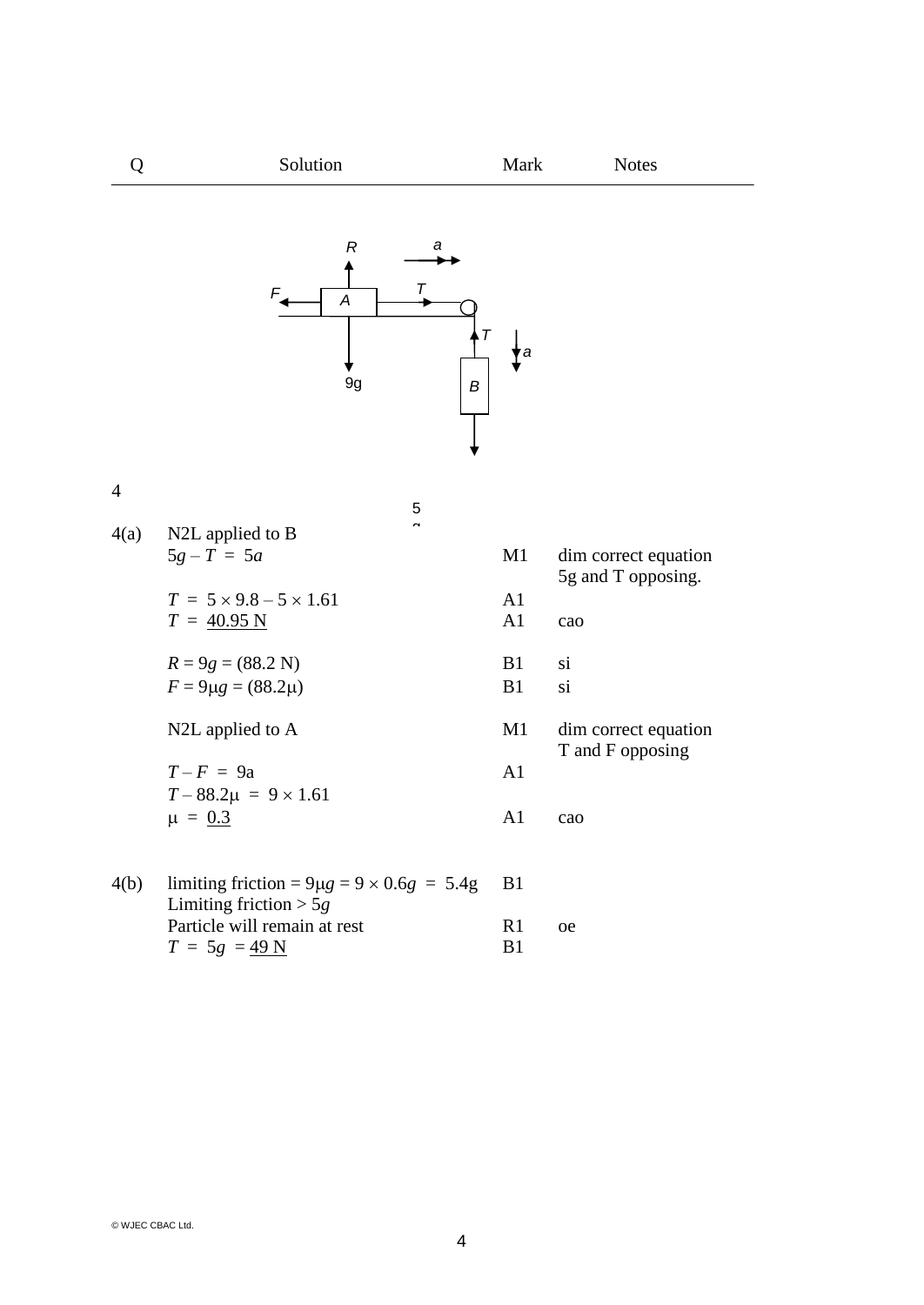| Q | Solution | Mark | Notes |
|---|---|---|---|
| 4(a) | N2L applied to B | | |
| | $5g - T = 5a$ | M1 | dim correct equation 5g and T opposing. |
| | $T = 5 \times 9.8 - 5 \times 1.61$ | A1 | |
| | $T = \underline{40.95 \text{ N}}$ | A1 | cao |
| | $R = 9g = (88.2 \text{ N})$ | B1 | si |
| | $F = 9\mu g = (88.2\mu)$ | B1 | si |
| | N2L applied to A | M1 | dim correct equation T and F opposing |
| | $T - F = 9a$ | A1 | |
| | $T - 88.2\mu = 9 \times 1.61$ | | |
| | $\mu = \underline{0.3}$ | A1 | cao |
| 4(b) | limiting friction $= 9\mu g = 9 \times 0.6g = 5.4g$ | B1 | |
| | Limiting friction $> 5g$ | | |
| | Particle will remain at rest | R1 | oe |
| | $T = 5g = \underline{49 \text{ N}}$ | B1 | |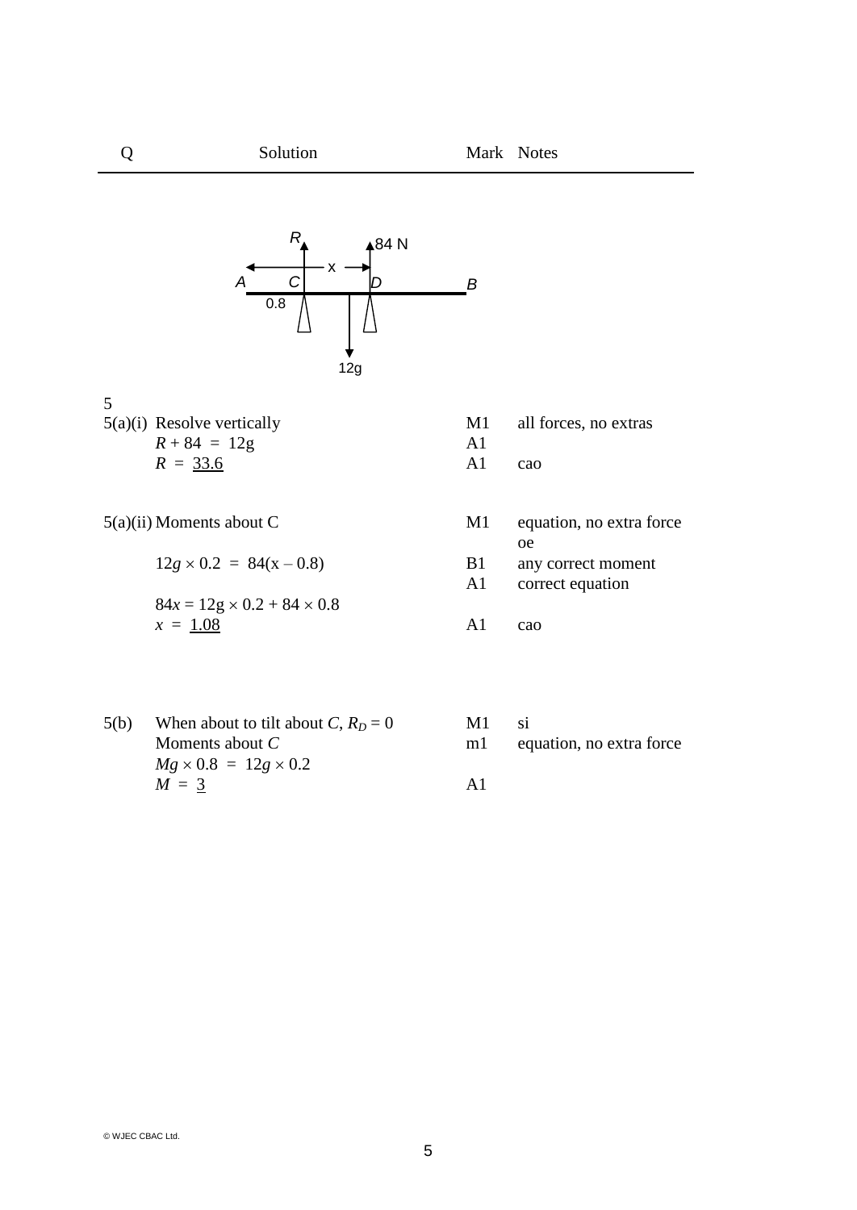| Q | Solution | Mark | Notes |
|---|---|---|---|
| 5 | | | |
| 5(a)(i) | Resolve vertically | M1 | all forces, no extras |
| | $R + 84 = 12g$ | A1 | |
| | $R = \underline{33.6}$ | A1 | cao |
| 5(a)(ii) | Moments about C | M1 | equation, no extra force oe |
| | $12g \times 0.2 = 84(x - 0.8)$ | B1 | any correct moment |
| | | A1 | correct equation |
| | $84x = 12g \times 0.2 + 84 \times 0.8$ | | |
| | $x = \underline{1.08}$ | A1 | cao |
| 5(b) | When about to tilt about $C$, $R_D = 0$ | M1 | si |
| | Moments about $C$ | m1 | equation, no extra force |
| | $Mg \times 0.8 = 12g \times 0.2$ | | |
| | $M = \underline{3}$ | A1 | |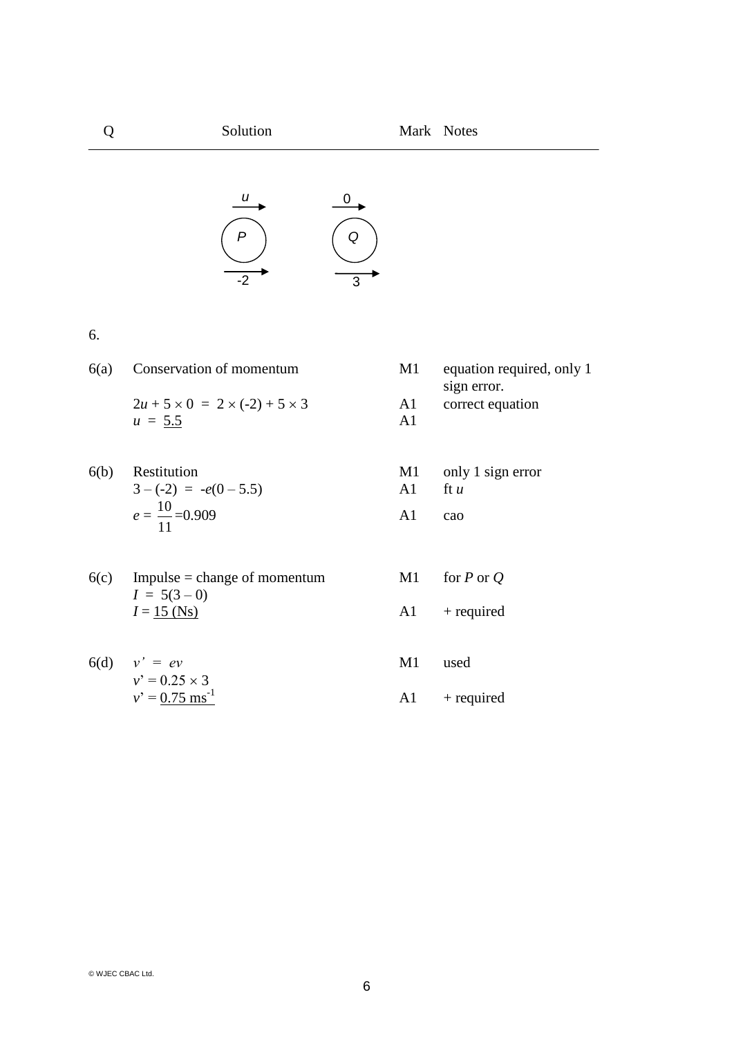| Q | Solution | Mark | Notes |
|---|---|---|---|

P: $u$ → , after: $-2$ →
Q: $0$ → , after: $3$ →

6.

| Q | Solution | Mark | Notes |
|---|---|---|---|
| 6(a) | Conservation of momentum | M1 | equation required, only 1 sign error. |
| | $2u + 5 \times 0 = 2 \times (-2) + 5 \times 3$ | A1 | correct equation |
| | $u = \underline{5.5}$ | A1 | |
| 6(b) | Restitution | M1 | only 1 sign error |
| | $3 - (-2) = -e(0 - 5.5)$ | A1 | ft $u$ |
| | $e = \dfrac{10}{11} = 0.909$ | A1 | cao |
| 6(c) | Impulse = change of momentum | M1 | for $P$ or $Q$ |
| | $I = 5(3 - 0)$ | | |
| | $I = \underline{15 \text{ (Ns)}}$ | A1 | + required |
| 6(d) | $v' = ev$ | M1 | used |
| | $v' = 0.25 \times 3$ | | |
| | $v' = \underline{0.75 \text{ ms}^{-1}}$ | A1 | + required |

© WJEC CBAC Ltd.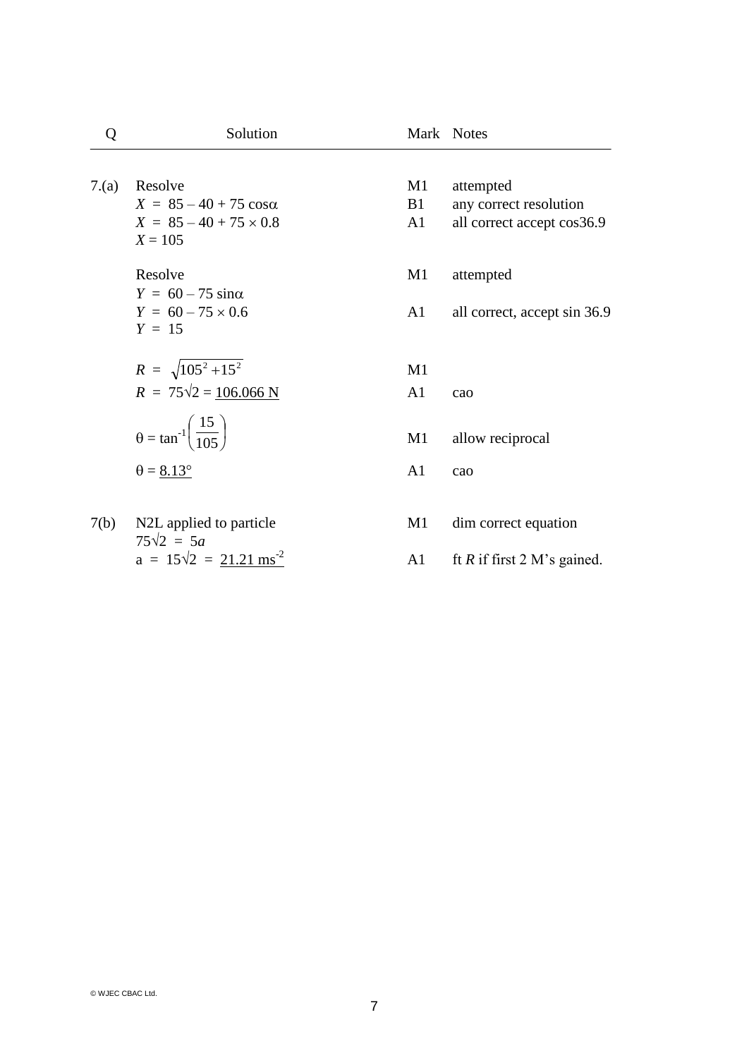| Q | Solution | Mark | Notes |
|---|---|---|---|
| 7.(a) | Resolve | M1 | attempted |
| | $X = 85 - 40 + 75 \cos\alpha$ | B1 | any correct resolution |
| | $X = 85 - 40 + 75 \times 0.8$ | A1 | all correct accept cos36.9 |
| | $X = 105$ | | |
| | Resolve | M1 | attempted |
| | $Y = 60 - 75 \sin\alpha$ | | |
| | $Y = 60 - 75 \times 0.6$ | A1 | all correct, accept sin 36.9 |
| | $Y = 15$ | | |
| | $R = \sqrt{105^2 + 15^2}$ | M1 | |
| | $R = 75\sqrt{2} = \underline{106.066 \text{ N}}$ | A1 | cao |
| | $\theta = \tan^{-1}\left(\frac{15}{105}\right)$ | M1 | allow reciprocal |
| | $\theta = \underline{8.13°}$ | A1 | cao |
| 7(b) | N2L applied to particle | M1 | dim correct equation |
| | $75\sqrt{2} = 5a$ | | |
| | $a = 15\sqrt{2} = \underline{21.21 \text{ ms}^{-2}}$ | A1 | ft $R$ if first 2 M's gained. |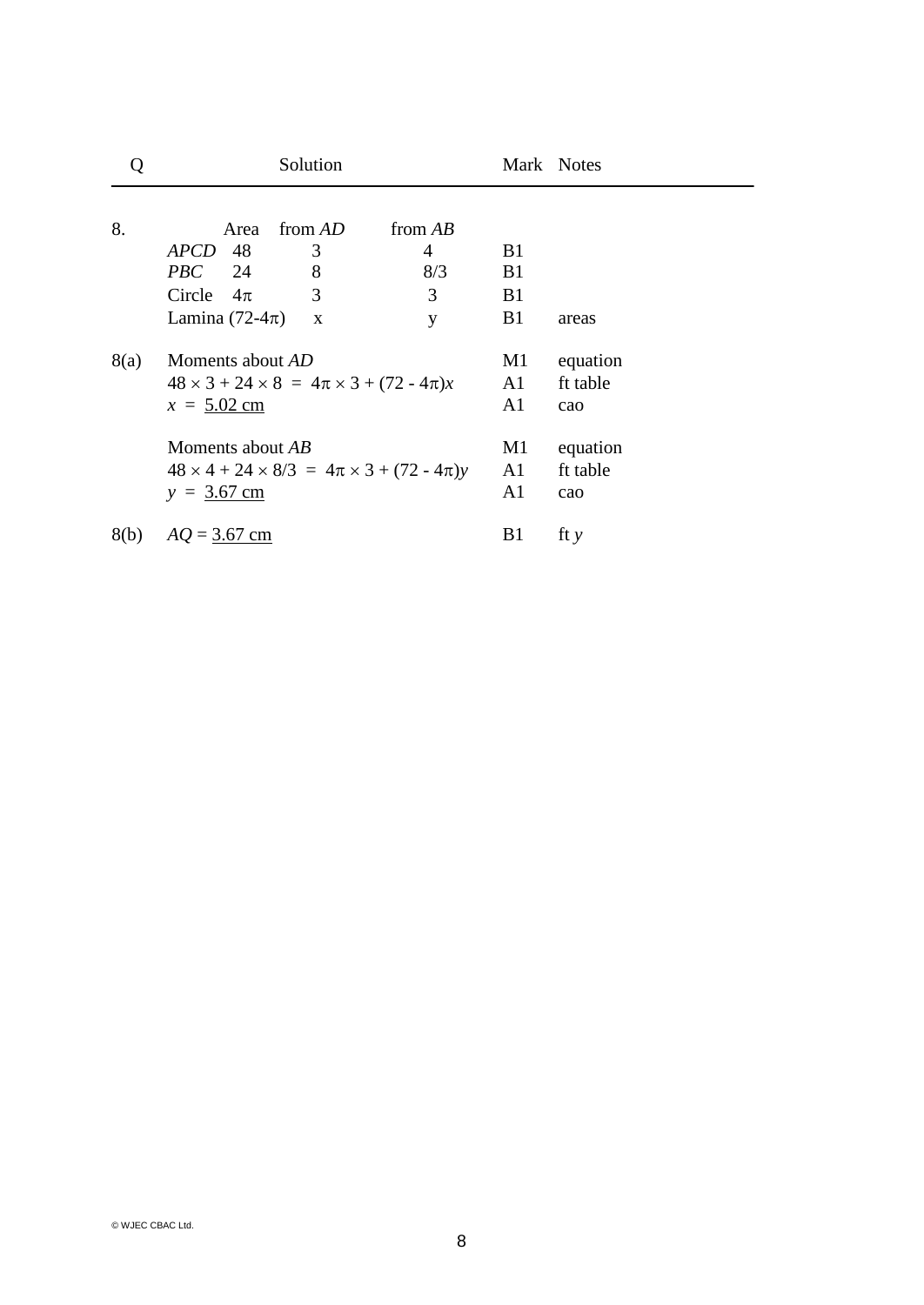| Q | Solution | Mark | Notes |
|---|---|---|---|
| 8. | Area from $AD$ from $AB$ | | |
| | $APCD$ 48 3 4 | B1 | |
| | $PBC$ 24 8 8/3 | B1 | |
| | Circle $4\pi$ 3 3 | B1 | |
| | Lamina $(72-4\pi)$ x y | B1 | areas |
| 8(a) | Moments about $AD$ | M1 | equation |
| | $48 \times 3 + 24 \times 8 = 4\pi \times 3 + (72 - 4\pi)x$ | A1 | ft table |
| | $x$ = 5.02 cm | A1 | cao |
| | Moments about $AB$ | M1 | equation |
| | $48 \times 4 + 24 \times 8/3 = 4\pi \times 3 + (72 - 4\pi)y$ | A1 | ft table |
| | $y$ = 3.67 cm | A1 | cao |
| 8(b) | $AQ$ = 3.67 cm | B1 | ft $y$ |

© WJEC CBAC Ltd.